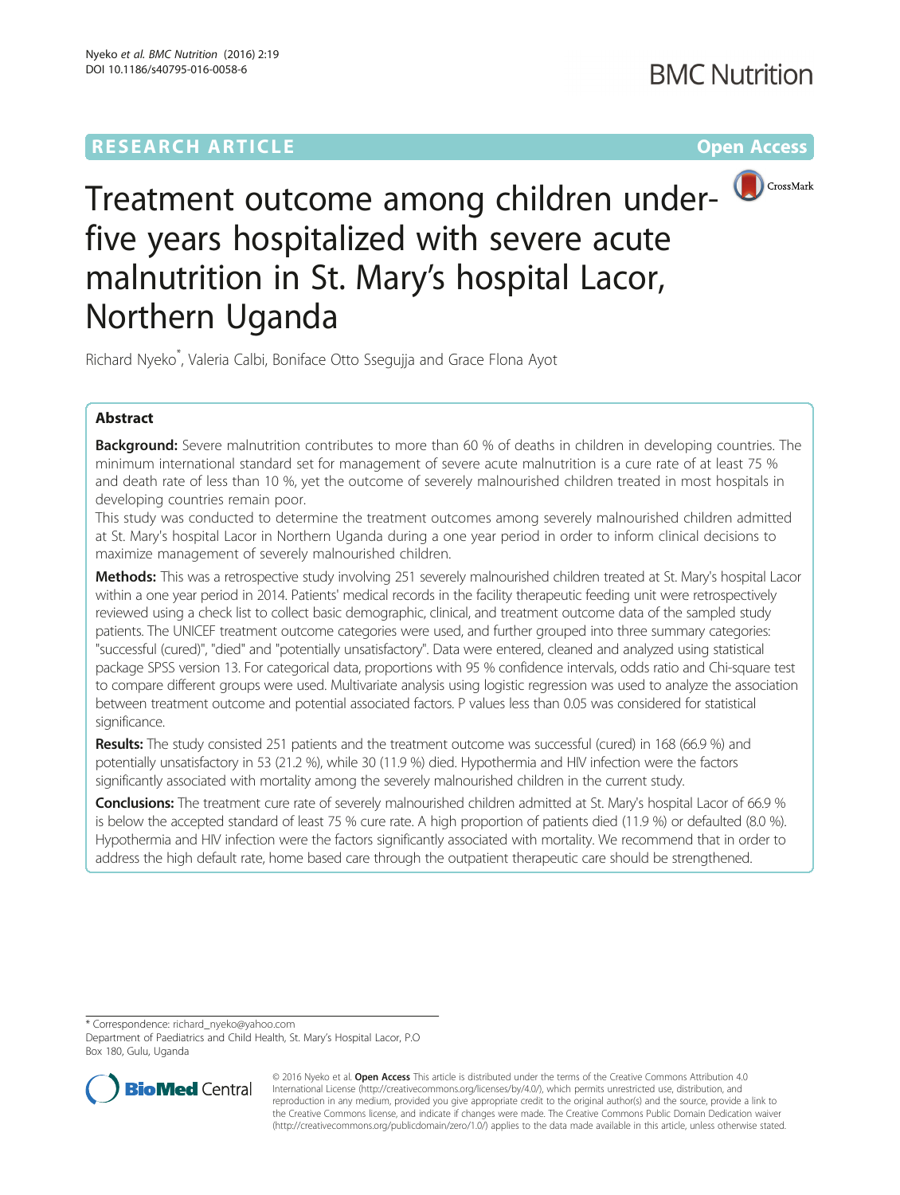RESEARCH ARTICLE

Open Access

# Treatment outcome among children under-five years hospitalized with severe acute malnutrition in St. Mary's hospital Lacor, Northern Uganda

Richard Nyeko*, Valeria Calbi, Boniface Otto Ssegujja and Grace Flona Ayot

## Abstract

**Background:** Severe malnutrition contributes to more than 60 % of deaths in children in developing countries. The minimum international standard set for management of severe acute malnutrition is a cure rate of at least 75 % and death rate of less than 10 %, yet the outcome of severely malnourished children treated in most hospitals in developing countries remain poor.

This study was conducted to determine the treatment outcomes among severely malnourished children admitted at St. Mary's hospital Lacor in Northern Uganda during a one year period in order to inform clinical decisions to maximize management of severely malnourished children.

**Methods:** This was a retrospective study involving 251 severely malnourished children treated at St. Mary's hospital Lacor within a one year period in 2014. Patients' medical records in the facility therapeutic feeding unit were retrospectively reviewed using a check list to collect basic demographic, clinical, and treatment outcome data of the sampled study patients. The UNICEF treatment outcome categories were used, and further grouped into three summary categories: "successful (cured)", "died" and "potentially unsatisfactory". Data were entered, cleaned and analyzed using statistical package SPSS version 13. For categorical data, proportions with 95 % confidence intervals, odds ratio and Chi-square test to compare different groups were used. Multivariate analysis using logistic regression was used to analyze the association between treatment outcome and potential associated factors. P values less than 0.05 was considered for statistical significance.

**Results:** The study consisted 251 patients and the treatment outcome was successful (cured) in 168 (66.9 %) and potentially unsatisfactory in 53 (21.2 %), while 30 (11.9 %) died. Hypothermia and HIV infection were the factors significantly associated with mortality among the severely malnourished children in the current study.

**Conclusions:** The treatment cure rate of severely malnourished children admitted at St. Mary's hospital Lacor of 66.9 % is below the accepted standard of least 75 % cure rate. A high proportion of patients died (11.9 %) or defaulted (8.0 %). Hypothermia and HIV infection were the factors significantly associated with mortality. We recommend that in order to address the high default rate, home based care through the outpatient therapeutic care should be strengthened.

* Correspondence: richard_nyeko@yahoo.com
Department of Paediatrics and Child Health, St. Mary's Hospital Lacor, P.O Box 180, Gulu, Uganda

© 2016 Nyeko et al. **Open Access** This article is distributed under the terms of the Creative Commons Attribution 4.0 International License (http://creativecommons.org/licenses/by/4.0/), which permits unrestricted use, distribution, and reproduction in any medium, provided you give appropriate credit to the original author(s) and the source, provide a link to the Creative Commons license, and indicate if changes were made. The Creative Commons Public Domain Dedication waiver (http://creativecommons.org/publicdomain/zero/1.0/) applies to the data made available in this article, unless otherwise stated.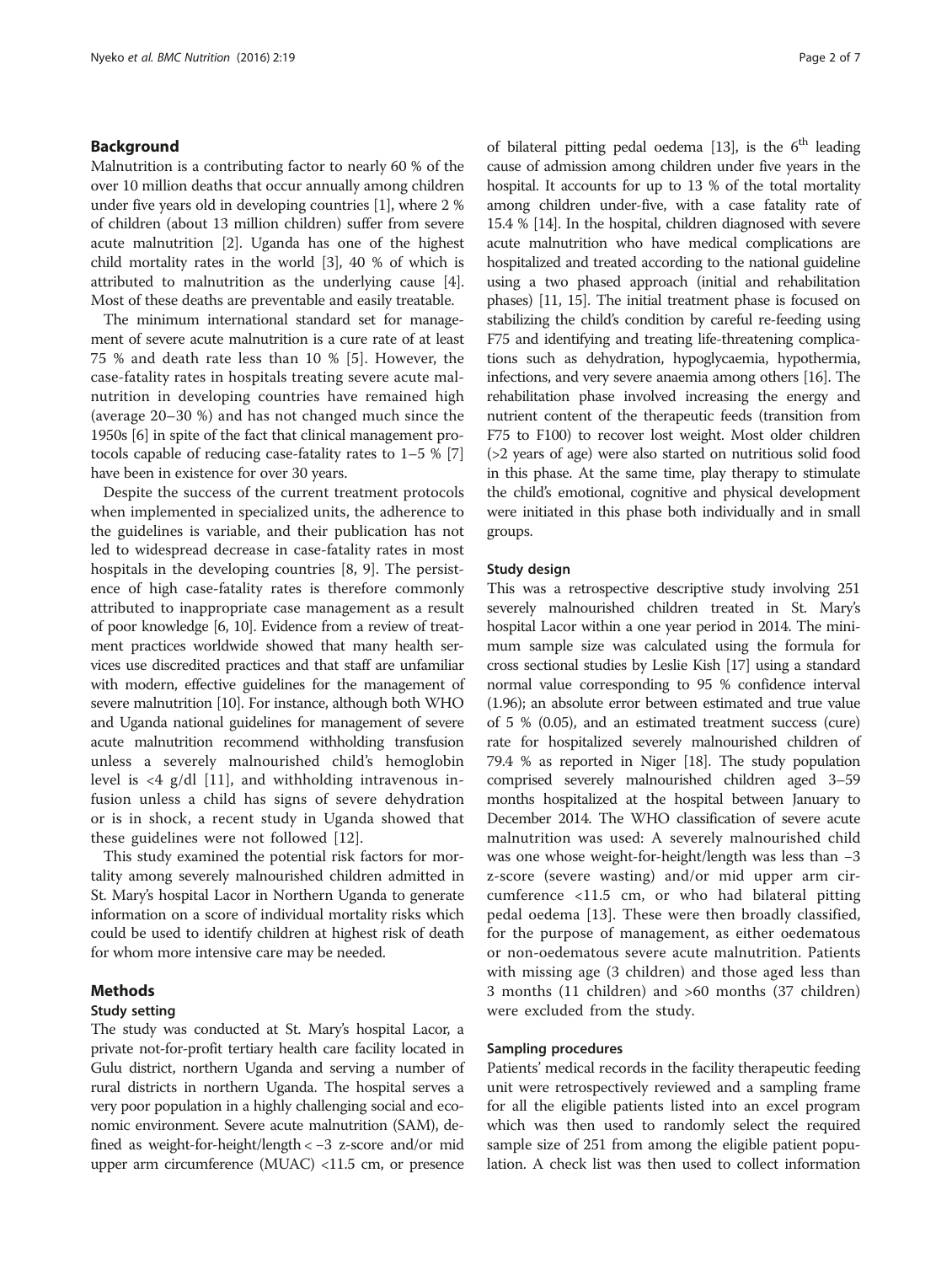## Background

Malnutrition is a contributing factor to nearly 60 % of the over 10 million deaths that occur annually among children under five years old in developing countries [1], where 2 % of children (about 13 million children) suffer from severe acute malnutrition [2]. Uganda has one of the highest child mortality rates in the world [3], 40 % of which is attributed to malnutrition as the underlying cause [4]. Most of these deaths are preventable and easily treatable.

The minimum international standard set for management of severe acute malnutrition is a cure rate of at least 75 % and death rate less than 10 % [5]. However, the case-fatality rates in hospitals treating severe acute malnutrition in developing countries have remained high (average 20–30 %) and has not changed much since the 1950s [6] in spite of the fact that clinical management protocols capable of reducing case-fatality rates to 1–5 % [7] have been in existence for over 30 years.

Despite the success of the current treatment protocols when implemented in specialized units, the adherence to the guidelines is variable, and their publication has not led to widespread decrease in case-fatality rates in most hospitals in the developing countries [8, 9]. The persistence of high case-fatality rates is therefore commonly attributed to inappropriate case management as a result of poor knowledge [6, 10]. Evidence from a review of treatment practices worldwide showed that many health services use discredited practices and that staff are unfamiliar with modern, effective guidelines for the management of severe malnutrition [10]. For instance, although both WHO and Uganda national guidelines for management of severe acute malnutrition recommend withholding transfusion unless a severely malnourished child's hemoglobin level is <4 g/dl [11], and withholding intravenous infusion unless a child has signs of severe dehydration or is in shock, a recent study in Uganda showed that these guidelines were not followed [12].

This study examined the potential risk factors for mortality among severely malnourished children admitted in St. Mary's hospital Lacor in Northern Uganda to generate information on a score of individual mortality risks which could be used to identify children at highest risk of death for whom more intensive care may be needed.

## Methods

### Study setting

The study was conducted at St. Mary's hospital Lacor, a private not-for-profit tertiary health care facility located in Gulu district, northern Uganda and serving a number of rural districts in northern Uganda. The hospital serves a very poor population in a highly challenging social and economic environment. Severe acute malnutrition (SAM), defined as weight-for-height/length < −3 z-score and/or mid upper arm circumference (MUAC) <11.5 cm, or presence of bilateral pitting pedal oedema [13], is the 6[th] leading cause of admission among children under five years in the hospital. It accounts for up to 13 % of the total mortality among children under-five, with a case fatality rate of 15.4 % [14]. In the hospital, children diagnosed with severe acute malnutrition who have medical complications are hospitalized and treated according to the national guideline using a two phased approach (initial and rehabilitation phases) [11, 15]. The initial treatment phase is focused on stabilizing the child's condition by careful re-feeding using F75 and identifying and treating life-threatening complications such as dehydration, hypoglycaemia, hypothermia, infections, and very severe anaemia among others [16]. The rehabilitation phase involved increasing the energy and nutrient content of the therapeutic feeds (transition from F75 to F100) to recover lost weight. Most older children (>2 years of age) were also started on nutritious solid food in this phase. At the same time, play therapy to stimulate the child's emotional, cognitive and physical development were initiated in this phase both individually and in small groups.

### Study design

This was a retrospective descriptive study involving 251 severely malnourished children treated in St. Mary's hospital Lacor within a one year period in 2014. The minimum sample size was calculated using the formula for cross sectional studies by Leslie Kish [17] using a standard normal value corresponding to 95 % confidence interval (1.96); an absolute error between estimated and true value of 5 % (0.05), and an estimated treatment success (cure) rate for hospitalized severely malnourished children of 79.4 % as reported in Niger [18]. The study population comprised severely malnourished children aged 3–59 months hospitalized at the hospital between January to December 2014. The WHO classification of severe acute malnutrition was used: A severely malnourished child was one whose weight-for-height/length was less than −3 z-score (severe wasting) and/or mid upper arm circumference <11.5 cm, or who had bilateral pitting pedal oedema [13]. These were then broadly classified, for the purpose of management, as either oedematous or non-oedematous severe acute malnutrition. Patients with missing age (3 children) and those aged less than 3 months (11 children) and >60 months (37 children) were excluded from the study.

### Sampling procedures

Patients' medical records in the facility therapeutic feeding unit were retrospectively reviewed and a sampling frame for all the eligible patients listed into an excel program which was then used to randomly select the required sample size of 251 from among the eligible patient population. A check list was then used to collect information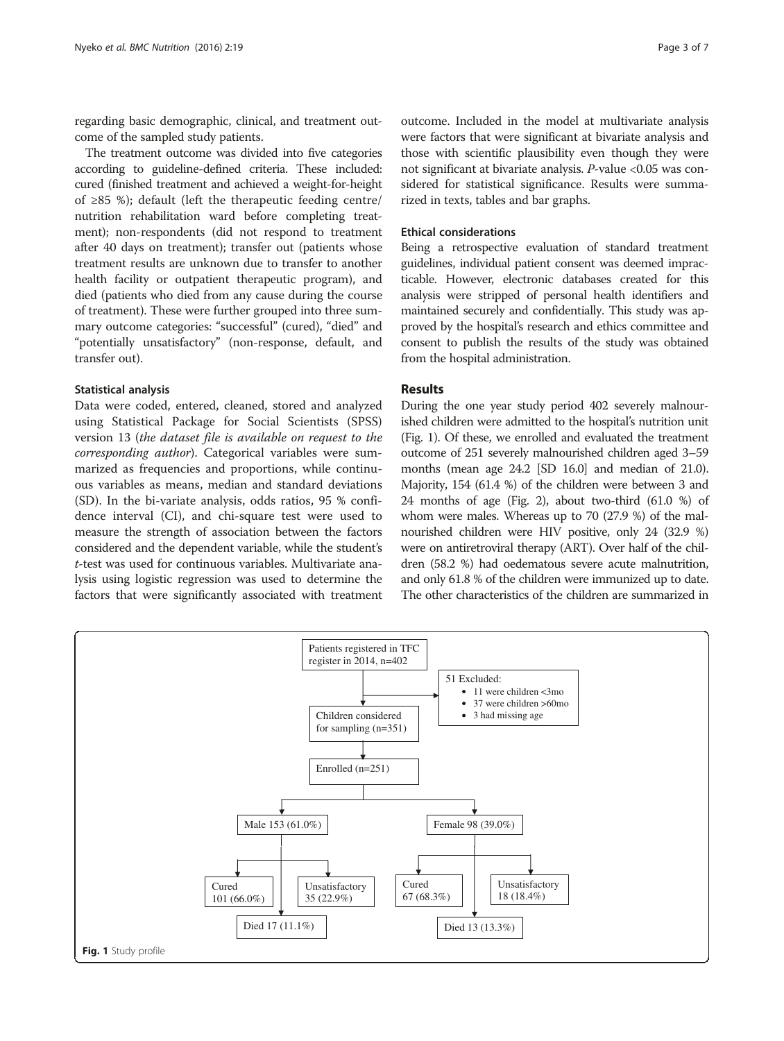regarding basic demographic, clinical, and treatment outcome of the sampled study patients.

The treatment outcome was divided into five categories according to guideline-defined criteria. These included: cured (finished treatment and achieved a weight-for-height of ≥85 %); default (left the therapeutic feeding centre/ nutrition rehabilitation ward before completing treatment); non-respondents (did not respond to treatment after 40 days on treatment); transfer out (patients whose treatment results are unknown due to transfer to another health facility or outpatient therapeutic program), and died (patients who died from any cause during the course of treatment). These were further grouped into three summary outcome categories: "successful" (cured), "died" and "potentially unsatisfactory" (non-response, default, and transfer out).

### Statistical analysis

Data were coded, entered, cleaned, stored and analyzed using Statistical Package for Social Scientists (SPSS) version 13 (*the dataset file is available on request to the corresponding author*). Categorical variables were summarized as frequencies and proportions, while continuous variables as means, median and standard deviations (SD). In the bi-variate analysis, odds ratios, 95 % confidence interval (CI), and chi-square test were used to measure the strength of association between the factors considered and the dependent variable, while the student's *t*-test was used for continuous variables. Multivariate analysis using logistic regression was used to determine the factors that were significantly associated with treatment outcome. Included in the model at multivariate analysis were factors that were significant at bivariate analysis and those with scientific plausibility even though they were not significant at bivariate analysis. *P*-value <0.05 was considered for statistical significance. Results were summarized in texts, tables and bar graphs.

### Ethical considerations

Being a retrospective evaluation of standard treatment guidelines, individual patient consent was deemed impracticable. However, electronic databases created for this analysis were stripped of personal health identifiers and maintained securely and confidentially. This study was approved by the hospital's research and ethics committee and consent to publish the results of the study was obtained from the hospital administration.

## Results

During the one year study period 402 severely malnourished children were admitted to the hospital's nutrition unit (Fig. 1). Of these, we enrolled and evaluated the treatment outcome of 251 severely malnourished children aged 3–59 months (mean age 24.2 [SD 16.0] and median of 21.0). Majority, 154 (61.4 %) of the children were between 3 and 24 months of age (Fig. 2), about two-third (61.0 %) of whom were males. Whereas up to 70 (27.9 %) of the malnourished children were HIV positive, only 24 (32.9 %) were on antiretroviral therapy (ART). Over half of the children (58.2 %) had oedematous severe acute malnutrition, and only 61.8 % of the children were immunized up to date. The other characteristics of the children are summarized in

Patients registered in TFC register in 2014, n=402

51 Excluded:
- 11 were children <3mo
- 37 were children >60mo
- 3 had missing age

Children considered for sampling (n=351)

Enrolled (n=251)

Male 153 (61.0%)
- Cured 101 (66.0%)
- Unsatisfactory 35 (22.9%)
- Died 17 (11.1%)

Female 98 (39.0%)
- Cured 67 (68.3%)
- Unsatisfactory 18 (18.4%)
- Died 13 (13.3%)

**Fig. 1** Study profile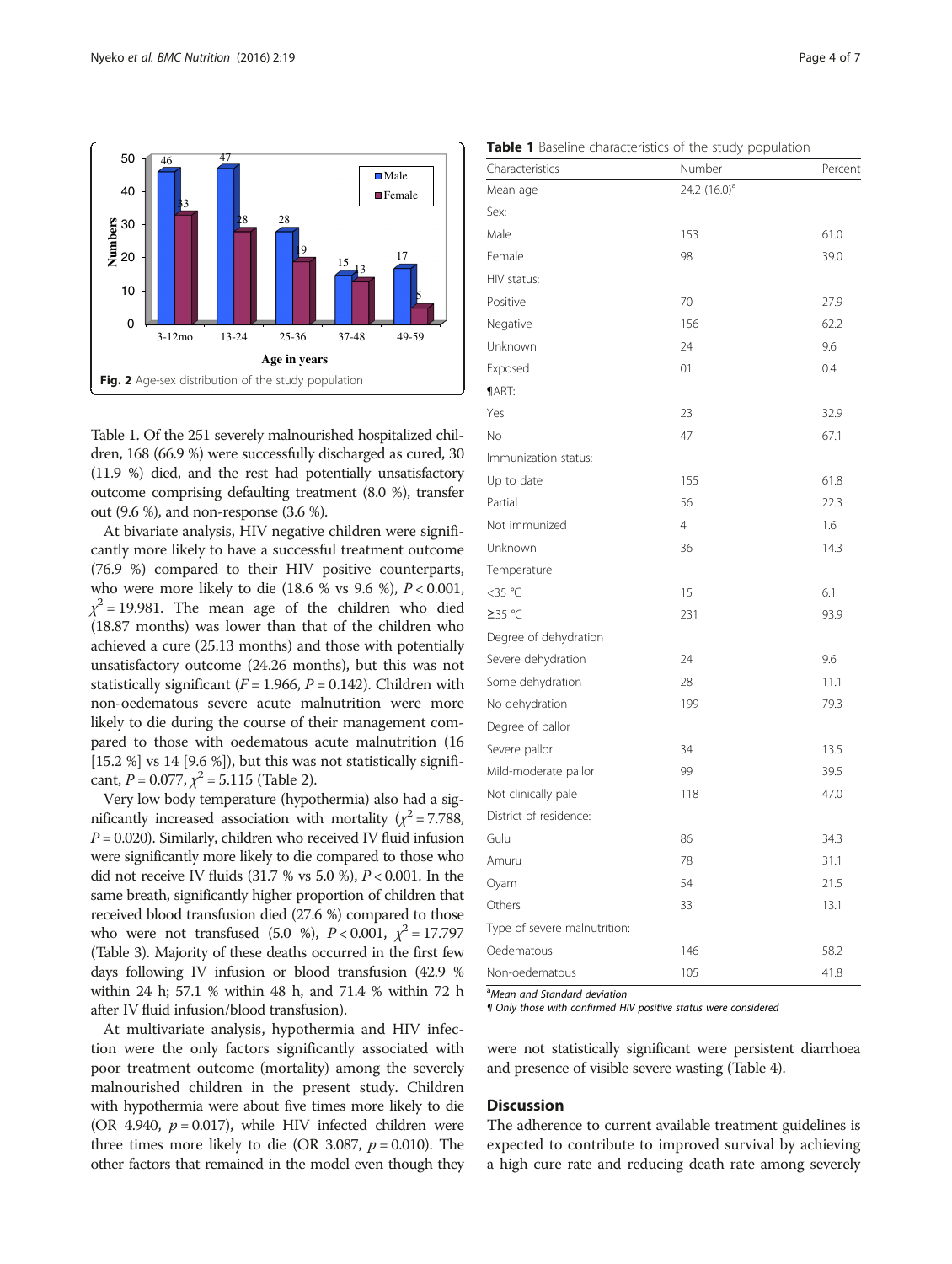Fig. 2 Age-sex distribution of the study population

Table 1. Of the 251 severely malnourished hospitalized children, 168 (66.9 %) were successfully discharged as cured, 30 (11.9 %) died, and the rest had potentially unsatisfactory outcome comprising defaulting treatment (8.0 %), transfer out (9.6 %), and non-response (3.6 %).

At bivariate analysis, HIV negative children were significantly more likely to have a successful treatment outcome (76.9 %) compared to their HIV positive counterparts, who were more likely to die (18.6 % vs 9.6 %), $P < 0.001$, $\chi^2 = 19.981$. The mean age of the children who died (18.87 months) was lower than that of the children who achieved a cure (25.13 months) and those with potentially unsatisfactory outcome (24.26 months), but this was not statistically significant ($F = 1.966$, $P = 0.142$). Children with non-oedematous severe acute malnutrition were more likely to die during the course of their management compared to those with oedematous acute malnutrition (16 [15.2 %] vs 14 [9.6 %]), but this was not statistically significant, $P = 0.077$, $\chi^2 = 5.115$ (Table 2).

Very low body temperature (hypothermia) also had a significantly increased association with mortality ($\chi^2 = 7.788$, $P = 0.020$). Similarly, children who received IV fluid infusion were significantly more likely to die compared to those who did not receive IV fluids (31.7 % vs 5.0 %), $P < 0.001$. In the same breath, significantly higher proportion of children that received blood transfusion died (27.6 %) compared to those who were not transfused (5.0 %), $P < 0.001$, $\chi^2 = 17.797$ (Table 3). Majority of these deaths occurred in the first few days following IV infusion or blood transfusion (42.9 % within 24 h; 57.1 % within 48 h, and 71.4 % within 72 h after IV fluid infusion/blood transfusion).

At multivariate analysis, hypothermia and HIV infection were the only factors significantly associated with poor treatment outcome (mortality) among the severely malnourished children in the present study. Children with hypothermia were about five times more likely to die (OR 4.940, $p = 0.017$), while HIV infected children were three times more likely to die (OR 3.087, $p = 0.010$). The other factors that remained in the model even though they were not statistically significant were persistent diarrhoea and presence of visible severe wasting (Table 4).

**Table 1** Baseline characteristics of the study population

| Characteristics | Number | Percent |
|---|---|---|
| Mean age | 24.2 (16.0)[a] | |
| Sex: | | |
| Male | 153 | 61.0 |
| Female | 98 | 39.0 |
| HIV status: | | |
| Positive | 70 | 27.9 |
| Negative | 156 | 62.2 |
| Unknown | 24 | 9.6 |
| Exposed | 01 | 0.4 |
| ¶ART: | | |
| Yes | 23 | 32.9 |
| No | 47 | 67.1 |
| Immunization status: | | |
| Up to date | 155 | 61.8 |
| Partial | 56 | 22.3 |
| Not immunized | 4 | 1.6 |
| Unknown | 36 | 14.3 |
| Temperature | | |
| <35 °C | 15 | 6.1 |
| ≥35 °C | 231 | 93.9 |
| Degree of dehydration | | |
| Severe dehydration | 24 | 9.6 |
| Some dehydration | 28 | 11.1 |
| No dehydration | 199 | 79.3 |
| Degree of pallor | | |
| Severe pallor | 34 | 13.5 |
| Mild-moderate pallor | 99 | 39.5 |
| Not clinically pale | 118 | 47.0 |
| District of residence: | | |
| Gulu | 86 | 34.3 |
| Amuru | 78 | 31.1 |
| Oyam | 54 | 21.5 |
| Others | 33 | 13.1 |
| Type of severe malnutrition: | | |
| Oedematous | 146 | 58.2 |
| Non-oedematous | 105 | 41.8 |

[a]*Mean and Standard deviation*
*¶ Only those with confirmed HIV positive status were considered*

## Discussion

The adherence to current available treatment guidelines is expected to contribute to improved survival by achieving a high cure rate and reducing death rate among severely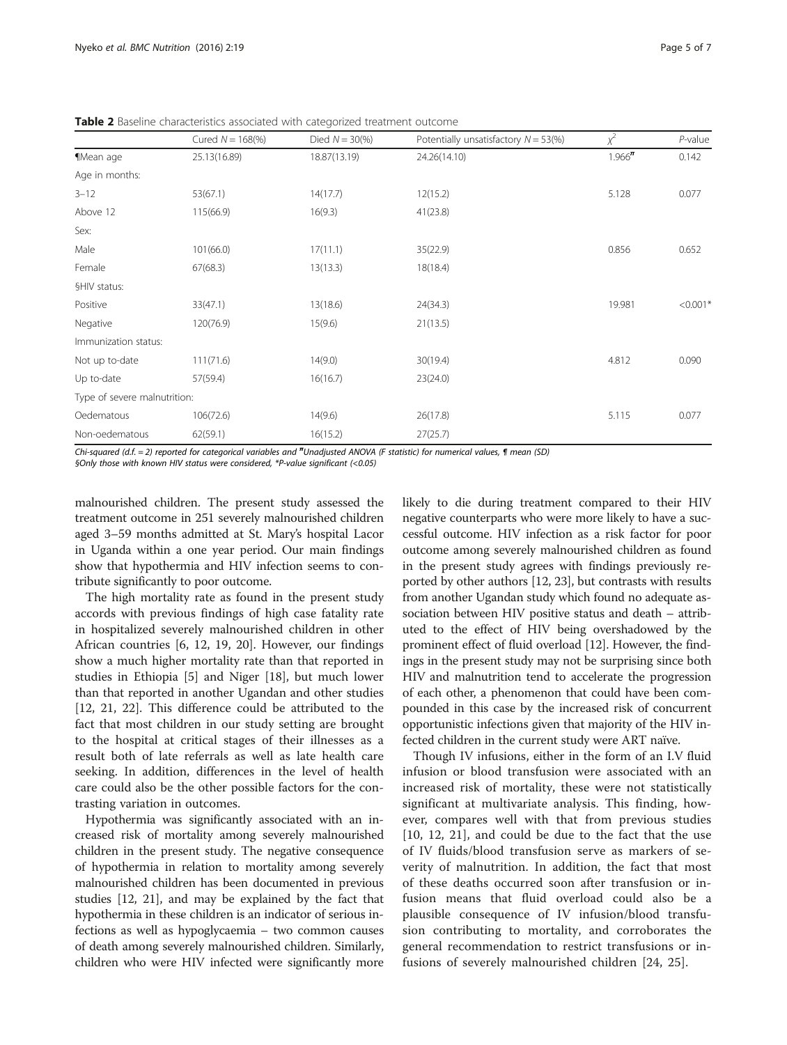**Table 2** Baseline characteristics associated with categorized treatment outcome

| | Cured $N = 168$(%) | Died $N = 30$(%) | Potentially unsatisfactory $N = 53$(%) | $\chi^2$ | $P$-value |
|---|---|---|---|---|---|
| ¶Mean age | 25.13(16.89) | 18.87(13.19) | 24.26(14.10) | 1.966[π] | 0.142 |
| Age in months: | | | | | |
| 3–12 | 53(67.1) | 14(17.7) | 12(15.2) | 5.128 | 0.077 |
| Above 12 | 115(66.9) | 16(9.3) | 41(23.8) | | |
| Sex: | | | | | |
| Male | 101(66.0) | 17(11.1) | 35(22.9) | 0.856 | 0.652 |
| Female | 67(68.3) | 13(13.3) | 18(18.4) | | |
| §HIV status: | | | | | |
| Positive | 33(47.1) | 13(18.6) | 24(34.3) | 19.981 | <0.001* |
| Negative | 120(76.9) | 15(9.6) | 21(13.5) | | |
| Immunization status: | | | | | |
| Not up to-date | 111(71.6) | 14(9.0) | 30(19.4) | 4.812 | 0.090 |
| Up to-date | 57(59.4) | 16(16.7) | 23(24.0) | | |
| Type of severe malnutrition: | | | | | |
| Oedematous | 106(72.6) | 14(9.6) | 26(17.8) | 5.115 | 0.077 |
| Non-oedematous | 62(59.1) | 16(15.2) | 27(25.7) | | |

*Chi-squared (d.f. = 2) reported for categorical variables and [π]Unadjusted ANOVA (F statistic) for numerical values, ¶ mean (SD)*
*§Only those with known HIV status were considered, *P-value significant (<0.05)*

malnourished children. The present study assessed the treatment outcome in 251 severely malnourished children aged 3–59 months admitted at St. Mary's hospital Lacor in Uganda within a one year period. Our main findings show that hypothermia and HIV infection seems to contribute significantly to poor outcome.

The high mortality rate as found in the present study accords with previous findings of high case fatality rate in hospitalized severely malnourished children in other African countries [6, 12, 19, 20]. However, our findings show a much higher mortality rate than that reported in studies in Ethiopia [5] and Niger [18], but much lower than that reported in another Ugandan and other studies [12, 21, 22]. This difference could be attributed to the fact that most children in our study setting are brought to the hospital at critical stages of their illnesses as a result both of late referrals as well as late health care seeking. In addition, differences in the level of health care could also be the other possible factors for the contrasting variation in outcomes.

Hypothermia was significantly associated with an increased risk of mortality among severely malnourished children in the present study. The negative consequence of hypothermia in relation to mortality among severely malnourished children has been documented in previous studies [12, 21], and may be explained by the fact that hypothermia in these children is an indicator of serious infections as well as hypoglycaemia – two common causes of death among severely malnourished children. Similarly, children who were HIV infected were significantly more likely to die during treatment compared to their HIV negative counterparts who were more likely to have a successful outcome. HIV infection as a risk factor for poor outcome among severely malnourished children as found in the present study agrees with findings previously reported by other authors [12, 23], but contrasts with results from another Ugandan study which found no adequate association between HIV positive status and death – attributed to the effect of HIV being overshadowed by the prominent effect of fluid overload [12]. However, the findings in the present study may not be surprising since both HIV and malnutrition tend to accelerate the progression of each other, a phenomenon that could have been compounded in this case by the increased risk of concurrent opportunistic infections given that majority of the HIV infected children in the current study were ART naïve.

Though IV infusions, either in the form of an I.V fluid infusion or blood transfusion were associated with an increased risk of mortality, these were not statistically significant at multivariate analysis. This finding, however, compares well with that from previous studies [10, 12, 21], and could be due to the fact that the use of IV fluids/blood transfusion serve as markers of severity of malnutrition. In addition, the fact that most of these deaths occurred soon after transfusion or infusion means that fluid overload could also be a plausible consequence of IV infusion/blood transfusion contributing to mortality, and corroborates the general recommendation to restrict transfusions or infusions of severely malnourished children [24, 25].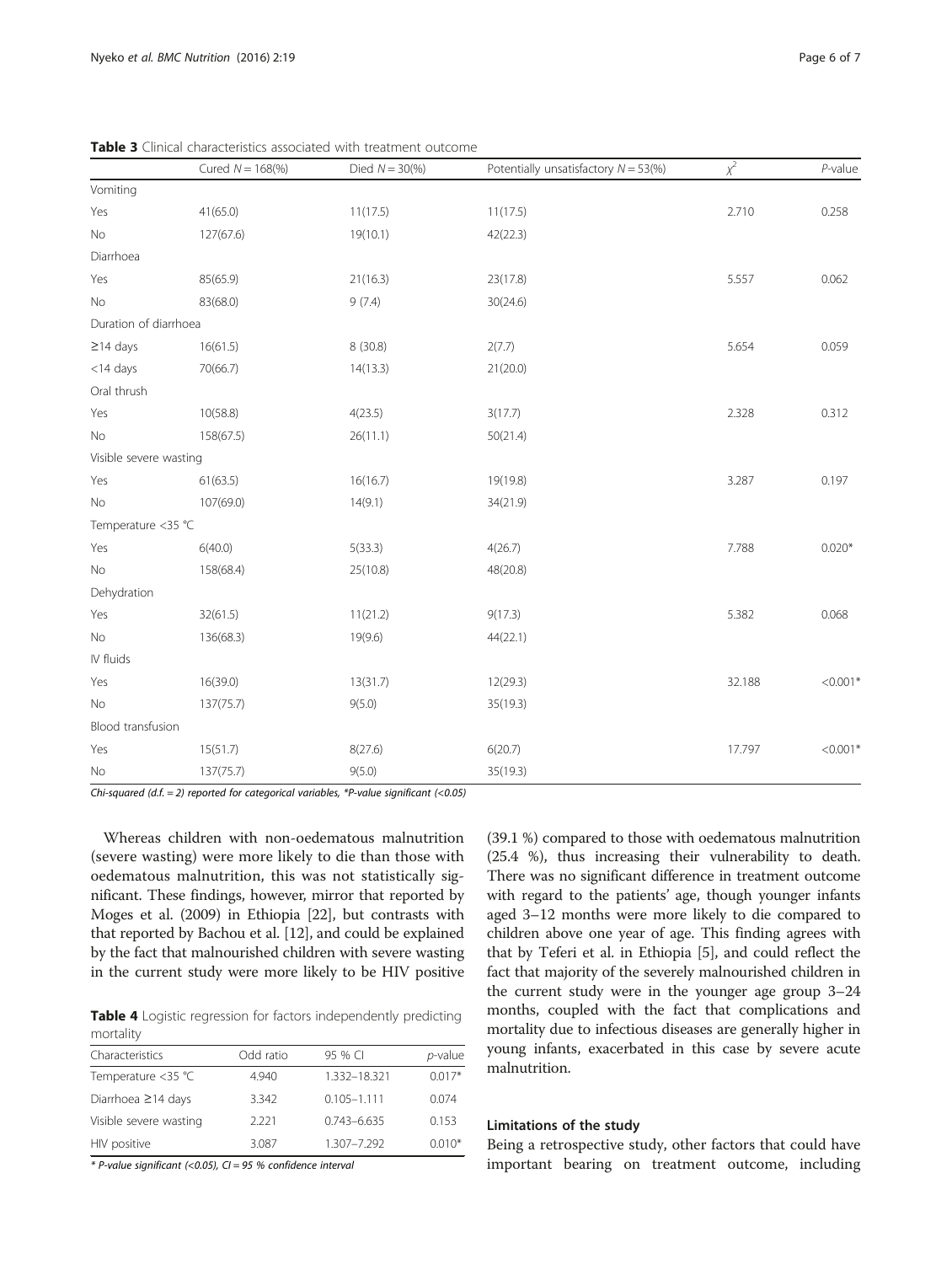**Table 3** Clinical characteristics associated with treatment outcome

| | Cured $N = 168$(%) | Died $N = 30$(%) | Potentially unsatisfactory $N = 53$(%) | $\chi^2$ | $P$-value |
|---|---|---|---|---|---|
| Vomiting | | | | | |
| Yes | 41(65.0) | 11(17.5) | 11(17.5) | 2.710 | 0.258 |
| No | 127(67.6) | 19(10.1) | 42(22.3) | | |
| Diarrhoea | | | | | |
| Yes | 85(65.9) | 21(16.3) | 23(17.8) | 5.557 | 0.062 |
| No | 83(68.0) | 9 (7.4) | 30(24.6) | | |
| Duration of diarrhoea | | | | | |
| ≥14 days | 16(61.5) | 8 (30.8) | 2(7.7) | 5.654 | 0.059 |
| <14 days | 70(66.7) | 14(13.3) | 21(20.0) | | |
| Oral thrush | | | | | |
| Yes | 10(58.8) | 4(23.5) | 3(17.7) | 2.328 | 0.312 |
| No | 158(67.5) | 26(11.1) | 50(21.4) | | |
| Visible severe wasting | | | | | |
| Yes | 61(63.5) | 16(16.7) | 19(19.8) | 3.287 | 0.197 |
| No | 107(69.0) | 14(9.1) | 34(21.9) | | |
| Temperature <35 °C | | | | | |
| Yes | 6(40.0) | 5(33.3) | 4(26.7) | 7.788 | 0.020* |
| No | 158(68.4) | 25(10.8) | 48(20.8) | | |
| Dehydration | | | | | |
| Yes | 32(61.5) | 11(21.2) | 9(17.3) | 5.382 | 0.068 |
| No | 136(68.3) | 19(9.6) | 44(22.1) | | |
| IV fluids | | | | | |
| Yes | 16(39.0) | 13(31.7) | 12(29.3) | 32.188 | <0.001* |
| No | 137(75.7) | 9(5.0) | 35(19.3) | | |
| Blood transfusion | | | | | |
| Yes | 15(51.7) | 8(27.6) | 6(20.7) | 17.797 | <0.001* |
| No | 137(75.7) | 9(5.0) | 35(19.3) | | |

*Chi-squared (d.f. = 2) reported for categorical variables, *P-value significant (<0.05)*

Whereas children with non-oedematous malnutrition (severe wasting) were more likely to die than those with oedematous malnutrition, this was not statistically significant. These findings, however, mirror that reported by Moges et al. (2009) in Ethiopia [22], but contrasts with that reported by Bachou et al. [12], and could be explained by the fact that malnourished children with severe wasting in the current study were more likely to be HIV positive (39.1 %) compared to those with oedematous malnutrition (25.4 %), thus increasing their vulnerability to death. There was no significant difference in treatment outcome with regard to the patients' age, though younger infants aged 3–12 months were more likely to die compared to children above one year of age. This finding agrees with that by Teferi et al. in Ethiopia [5], and could reflect the fact that majority of the severely malnourished children in the current study were in the younger age group 3–24 months, coupled with the fact that complications and mortality due to infectious diseases are generally higher in young infants, exacerbated in this case by severe acute malnutrition.

**Table 4** Logistic regression for factors independently predicting mortality

| Characteristics | Odd ratio | 95 % CI | $p$-value |
|---|---|---|---|
| Temperature <35 °C | 4.940 | 1.332–18.321 | 0.017* |
| Diarrhoea ≥14 days | 3.342 | 0.105–1.111 | 0.074 |
| Visible severe wasting | 2.221 | 0.743–6.635 | 0.153 |
| HIV positive | 3.087 | 1.307–7.292 | 0.010* |

*\* P-value significant (<0.05), CI = 95 % confidence interval*

### Limitations of the study

Being a retrospective study, other factors that could have important bearing on treatment outcome, including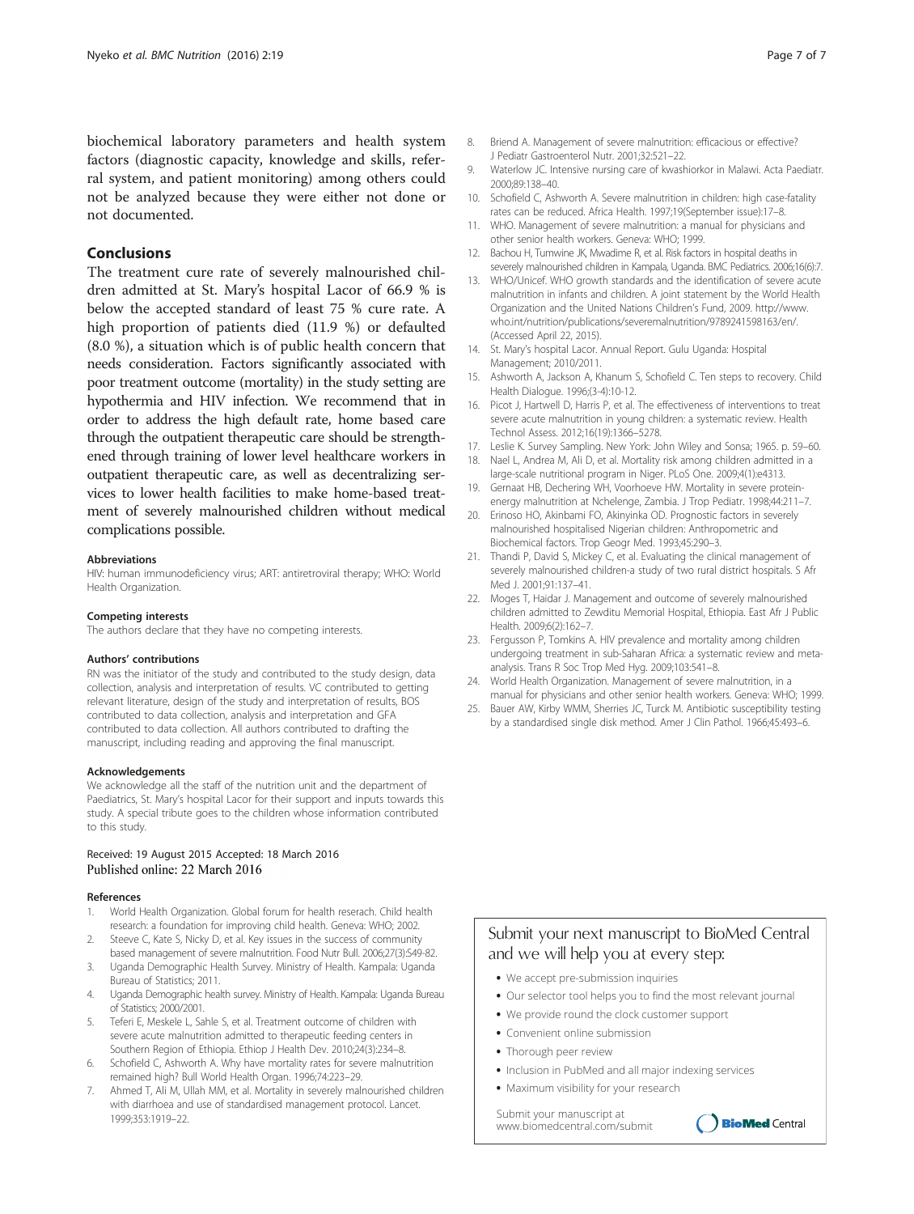biochemical laboratory parameters and health system factors (diagnostic capacity, knowledge and skills, referral system, and patient monitoring) among others could not be analyzed because they were either not done or not documented.

## Conclusions

The treatment cure rate of severely malnourished children admitted at St. Mary's hospital Lacor of 66.9 % is below the accepted standard of least 75 % cure rate. A high proportion of patients died (11.9 %) or defaulted (8.0 %), a situation which is of public health concern that needs consideration. Factors significantly associated with poor treatment outcome (mortality) in the study setting are hypothermia and HIV infection. We recommend that in order to address the high default rate, home based care through the outpatient therapeutic care should be strengthened through training of lower level healthcare workers in outpatient therapeutic care, as well as decentralizing services to lower health facilities to make home-based treatment of severely malnourished children without medical complications possible.

#### Abbreviations

HIV: human immunodeficiency virus; ART: antiretroviral therapy; WHO: World Health Organization.

#### Competing interests

The authors declare that they have no competing interests.

#### Authors' contributions

RN was the initiator of the study and contributed to the study design, data collection, analysis and interpretation of results. VC contributed to getting relevant literature, design of the study and interpretation of results, BOS contributed to data collection, analysis and interpretation and GFA contributed to data collection. All authors contributed to drafting the manuscript, including reading and approving the final manuscript.

#### Acknowledgements

We acknowledge all the staff of the nutrition unit and the department of Paediatrics, St. Mary's hospital Lacor for their support and inputs towards this study. A special tribute goes to the children whose information contributed to this study.

Received: 19 August 2015 Accepted: 18 March 2016
Published online: 22 March 2016

#### References

1. World Health Organization. Global forum for health reserach. Child health research: a foundation for improving child health. Geneva: WHO; 2002.
2. Steeve C, Kate S, Nicky D, et al. Key issues in the success of community based management of severe malnutrition. Food Nutr Bull. 2006;27(3):S49-82.
3. Uganda Demographic Health Survey. Ministry of Health. Kampala: Uganda Bureau of Statistics; 2011.
4. Uganda Demographic health survey. Ministry of Health. Kampala: Uganda Bureau of Statistics; 2000/2001.
5. Teferi E, Meskele L, Sahle S, et al. Treatment outcome of children with severe acute malnutrition admitted to therapeutic feeding centers in Southern Region of Ethiopia. Ethiop J Health Dev. 2010;24(3):234–8.
6. Schofield C, Ashworth A. Why have mortality rates for severe malnutrition remained high? Bull World Health Organ. 1996;74:223–29.
7. Ahmed T, Ali M, Ullah MM, et al. Mortality in severely malnourished children with diarrhoea and use of standardised management protocol. Lancet. 1999;353:1919–22.
8. Briend A. Management of severe malnutrition: efficacious or effective? J Pediatr Gastroenterol Nutr. 2001;32:521–22.
9. Waterlow JC. Intensive nursing care of kwashiorkor in Malawi. Acta Paediatr. 2000;89:138–40.
10. Schofield C, Ashworth A. Severe malnutrition in children: high case-fatality rates can be reduced. Africa Health. 1997;19(September issue):17–8.
11. WHO. Management of severe malnutrition: a manual for physicians and other senior health workers. Geneva: WHO; 1999.
12. Bachou H, Tumwine JK, Mwadime R, et al. Risk factors in hospital deaths in severely malnourished children in Kampala, Uganda. BMC Pediatrics. 2006;16(6):7.
13. WHO/Unicef. WHO growth standards and the identification of severe acute malnutrition in infants and children. A joint statement by the World Health Organization and the United Nations Children's Fund, 2009. http://www.who.int/nutrition/publications/severemalnutrition/9789241598163/en/. (Accessed April 22, 2015).
14. St. Mary's hospital Lacor. Annual Report. Gulu Uganda: Hospital Management; 2010/2011.
15. Ashworth A, Jackson A, Khanum S, Schofield C. Ten steps to recovery. Child Health Dialogue. 1996;(3-4):10-12.
16. Picot J, Hartwell D, Harris P, et al. The effectiveness of interventions to treat severe acute malnutrition in young children: a systematic review. Health Technol Assess. 2012;16(19):1366–5278.
17. Leslie K. Survey Sampling. New York: John Wiley and Sonsa; 1965. p. 59–60.
18. Nael L, Andrea M, Ali D, et al. Mortality risk among children admitted in a large-scale nutritional program in Niger. PLoS One. 2009;4(1):e4313.
19. Gernaat HB, Dechering WH, Voorhoeve HW. Mortality in severe protein-energy malnutrition at Nchelenge, Zambia. J Trop Pediatr. 1998;44:211–7.
20. Erinoso HO, Akinbami FO, Akinyinka OD. Prognostic factors in severely malnourished hospitalised Nigerian children: Anthropometric and Biochemical factors. Trop Geogr Med. 1993;45:290–3.
21. Thandi P, David S, Mickey C, et al. Evaluating the clinical management of severely malnourished children-a study of two rural district hospitals. S Afr Med J. 2001;91:137–41.
22. Moges T, Haidar J. Management and outcome of severely malnourished children admitted to Zewditu Memorial Hospital, Ethiopia. East Afr J Public Health. 2009;6(2):162–7.
23. Fergusson P, Tomkins A. HIV prevalence and mortality among children undergoing treatment in sub-Saharan Africa: a systematic review and meta-analysis. Trans R Soc Trop Med Hyg. 2009;103:541–8.
24. World Health Organization. Management of severe malnutrition, in a manual for physicians and other senior health workers. Geneva: WHO; 1999.
25. Bauer AW, Kirby WMM, Sherries JC, Turck M. Antibiotic susceptibility testing by a standardised single disk method. Amer J Clin Pathol. 1966;45:493–6.

Submit your next manuscript to BioMed Central and we will help you at every step:

- We accept pre-submission inquiries
- Our selector tool helps you to find the most relevant journal
- We provide round the clock customer support
- Convenient online submission
- Thorough peer review
- Inclusion in PubMed and all major indexing services
- Maximum visibility for your research

Submit your manuscript at www.biomedcentral.com/submit

BioMed Central